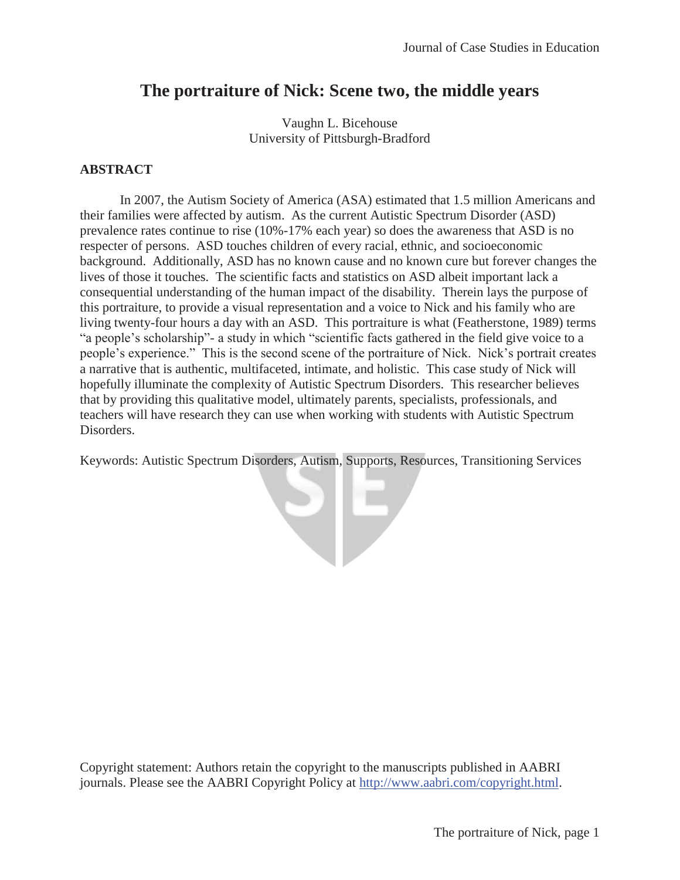# The portraiture of Nick: Scene two, the middle years

Vaughn L. Bicehouse
University of Pittsburgh-Bradford

## ABSTRACT

In 2007, the Autism Society of America (ASA) estimated that 1.5 million Americans and their families were affected by autism. As the current Autistic Spectrum Disorder (ASD) prevalence rates continue to rise (10%-17% each year) so does the awareness that ASD is no respecter of persons. ASD touches children of every racial, ethnic, and socioeconomic background. Additionally, ASD has no known cause and no known cure but forever changes the lives of those it touches. The scientific facts and statistics on ASD albeit important lack a consequential understanding of the human impact of the disability. Therein lays the purpose of this portraiture, to provide a visual representation and a voice to Nick and his family who are living twenty-four hours a day with an ASD. This portraiture is what (Featherstone, 1989) terms "a people's scholarship"- a study in which "scientific facts gathered in the field give voice to a people's experience." This is the second scene of the portraiture of Nick. Nick's portrait creates a narrative that is authentic, multifaceted, intimate, and holistic. This case study of Nick will hopefully illuminate the complexity of Autistic Spectrum Disorders. This researcher believes that by providing this qualitative model, ultimately parents, specialists, professionals, and teachers will have research they can use when working with students with Autistic Spectrum Disorders.

Keywords: Autistic Spectrum Disorders, Autism, Supports, Resources, Transitioning Services

Copyright statement: Authors retain the copyright to the manuscripts published in AABRI journals. Please see the AABRI Copyright Policy at http://www.aabri.com/copyright.html.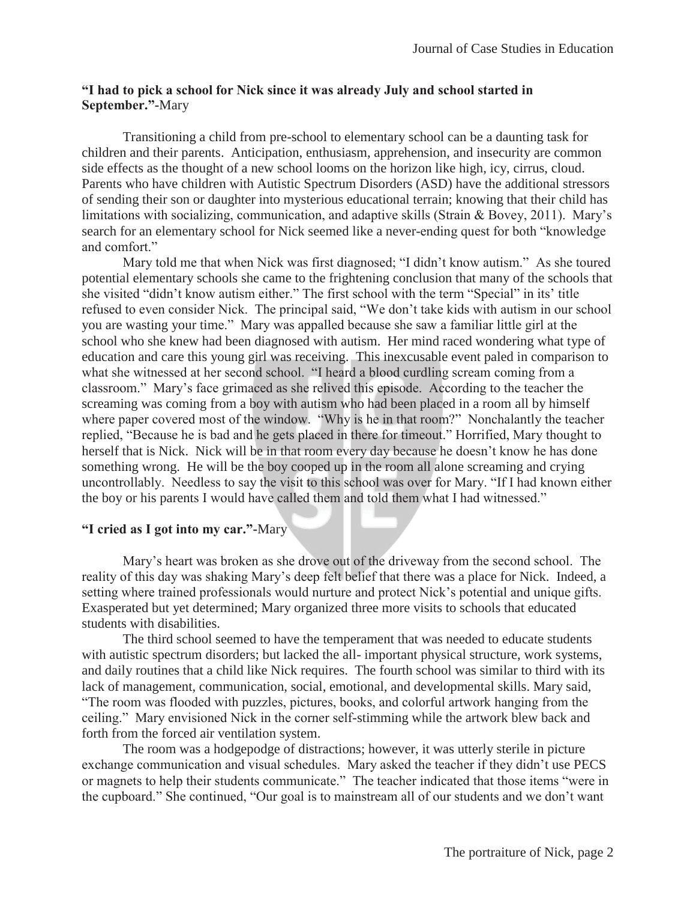**"I had to pick a school for Nick since it was already July and school started in September."**-Mary

Transitioning a child from pre-school to elementary school can be a daunting task for children and their parents. Anticipation, enthusiasm, apprehension, and insecurity are common side effects as the thought of a new school looms on the horizon like high, icy, cirrus, cloud. Parents who have children with Autistic Spectrum Disorders (ASD) have the additional stressors of sending their son or daughter into mysterious educational terrain; knowing that their child has limitations with socializing, communication, and adaptive skills (Strain & Bovey, 2011). Mary's search for an elementary school for Nick seemed like a never-ending quest for both "knowledge and comfort."

Mary told me that when Nick was first diagnosed; "I didn't know autism." As she toured potential elementary schools she came to the frightening conclusion that many of the schools that she visited "didn't know autism either." The first school with the term "Special" in its' title refused to even consider Nick. The principal said, "We don't take kids with autism in our school you are wasting your time." Mary was appalled because she saw a familiar little girl at the school who she knew had been diagnosed with autism. Her mind raced wondering what type of education and care this young girl was receiving. This inexcusable event paled in comparison to what she witnessed at her second school. "I heard a blood curdling scream coming from a classroom." Mary's face grimaced as she relived this episode. According to the teacher the screaming was coming from a boy with autism who had been placed in a room all by himself where paper covered most of the window. "Why is he in that room?" Nonchalantly the teacher replied, "Because he is bad and he gets placed in there for timeout." Horrified, Mary thought to herself that is Nick. Nick will be in that room every day because he doesn't know he has done something wrong. He will be the boy cooped up in the room all alone screaming and crying uncontrollably. Needless to say the visit to this school was over for Mary. "If I had known either the boy or his parents I would have called them and told them what I had witnessed."

**"I cried as I got into my car."**-Mary

Mary's heart was broken as she drove out of the driveway from the second school. The reality of this day was shaking Mary's deep felt belief that there was a place for Nick. Indeed, a setting where trained professionals would nurture and protect Nick's potential and unique gifts. Exasperated but yet determined; Mary organized three more visits to schools that educated students with disabilities.

The third school seemed to have the temperament that was needed to educate students with autistic spectrum disorders; but lacked the all- important physical structure, work systems, and daily routines that a child like Nick requires. The fourth school was similar to third with its lack of management, communication, social, emotional, and developmental skills. Mary said, "The room was flooded with puzzles, pictures, books, and colorful artwork hanging from the ceiling." Mary envisioned Nick in the corner self-stimming while the artwork blew back and forth from the forced air ventilation system.

The room was a hodgepodge of distractions; however, it was utterly sterile in picture exchange communication and visual schedules. Mary asked the teacher if they didn't use PECS or magnets to help their students communicate." The teacher indicated that those items "were in the cupboard." She continued, "Our goal is to mainstream all of our students and we don't want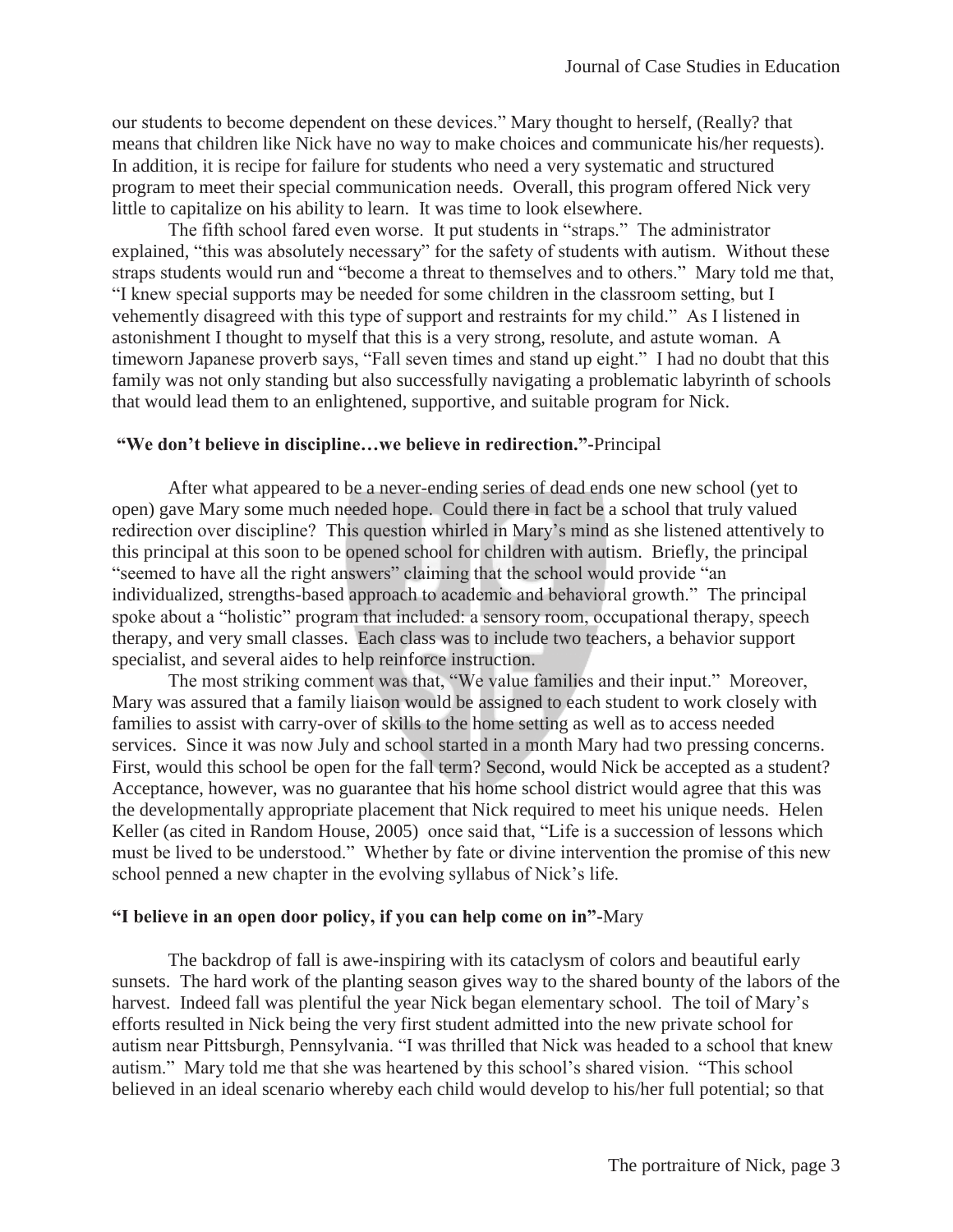our students to become dependent on these devices." Mary thought to herself, (Really? that means that children like Nick have no way to make choices and communicate his/her requests). In addition, it is recipe for failure for students who need a very systematic and structured program to meet their special communication needs. Overall, this program offered Nick very little to capitalize on his ability to learn. It was time to look elsewhere.

The fifth school fared even worse. It put students in "straps." The administrator explained, "this was absolutely necessary" for the safety of students with autism. Without these straps students would run and "become a threat to themselves and to others." Mary told me that, "I knew special supports may be needed for some children in the classroom setting, but I vehemently disagreed with this type of support and restraints for my child." As I listened in astonishment I thought to myself that this is a very strong, resolute, and astute woman. A timeworn Japanese proverb says, "Fall seven times and stand up eight." I had no doubt that this family was not only standing but also successfully navigating a problematic labyrinth of schools that would lead them to an enlightened, supportive, and suitable program for Nick.

### "We don't believe in discipline…we believe in redirection."-Principal

After what appeared to be a never-ending series of dead ends one new school (yet to open) gave Mary some much needed hope. Could there in fact be a school that truly valued redirection over discipline? This question whirled in Mary's mind as she listened attentively to this principal at this soon to be opened school for children with autism. Briefly, the principal "seemed to have all the right answers" claiming that the school would provide "an individualized, strengths-based approach to academic and behavioral growth." The principal spoke about a "holistic" program that included: a sensory room, occupational therapy, speech therapy, and very small classes. Each class was to include two teachers, a behavior support specialist, and several aides to help reinforce instruction.

The most striking comment was that, "We value families and their input." Moreover, Mary was assured that a family liaison would be assigned to each student to work closely with families to assist with carry-over of skills to the home setting as well as to access needed services. Since it was now July and school started in a month Mary had two pressing concerns. First, would this school be open for the fall term? Second, would Nick be accepted as a student? Acceptance, however, was no guarantee that his home school district would agree that this was the developmentally appropriate placement that Nick required to meet his unique needs. Helen Keller (as cited in Random House, 2005) once said that, "Life is a succession of lessons which must be lived to be understood." Whether by fate or divine intervention the promise of this new school penned a new chapter in the evolving syllabus of Nick's life.

### "I believe in an open door policy, if you can help come on in"-Mary

The backdrop of fall is awe-inspiring with its cataclysm of colors and beautiful early sunsets. The hard work of the planting season gives way to the shared bounty of the labors of the harvest. Indeed fall was plentiful the year Nick began elementary school. The toil of Mary's efforts resulted in Nick being the very first student admitted into the new private school for autism near Pittsburgh, Pennsylvania. "I was thrilled that Nick was headed to a school that knew autism." Mary told me that she was heartened by this school's shared vision. "This school believed in an ideal scenario whereby each child would develop to his/her full potential; so that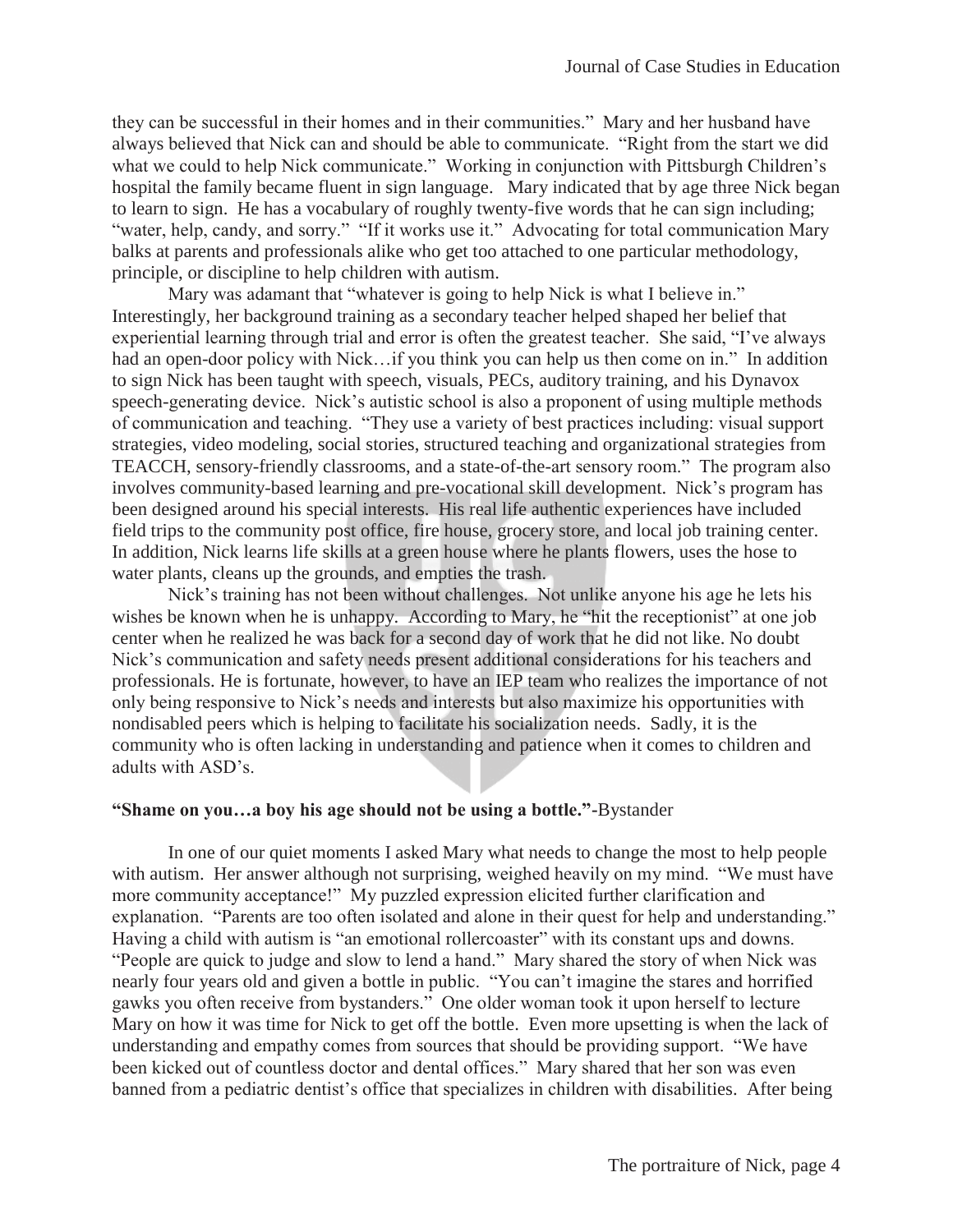they can be successful in their homes and in their communities." Mary and her husband have always believed that Nick can and should be able to communicate. "Right from the start we did what we could to help Nick communicate." Working in conjunction with Pittsburgh Children's hospital the family became fluent in sign language. Mary indicated that by age three Nick began to learn to sign. He has a vocabulary of roughly twenty-five words that he can sign including; "water, help, candy, and sorry." "If it works use it." Advocating for total communication Mary balks at parents and professionals alike who get too attached to one particular methodology, principle, or discipline to help children with autism.

Mary was adamant that "whatever is going to help Nick is what I believe in." Interestingly, her background training as a secondary teacher helped shaped her belief that experiential learning through trial and error is often the greatest teacher. She said, "I've always had an open-door policy with Nick…if you think you can help us then come on in." In addition to sign Nick has been taught with speech, visuals, PECs, auditory training, and his Dynavox speech-generating device. Nick's autistic school is also a proponent of using multiple methods of communication and teaching. "They use a variety of best practices including: visual support strategies, video modeling, social stories, structured teaching and organizational strategies from TEACCH, sensory-friendly classrooms, and a state-of-the-art sensory room." The program also involves community-based learning and pre-vocational skill development. Nick's program has been designed around his special interests. His real life authentic experiences have included field trips to the community post office, fire house, grocery store, and local job training center. In addition, Nick learns life skills at a green house where he plants flowers, uses the hose to water plants, cleans up the grounds, and empties the trash.

Nick's training has not been without challenges. Not unlike anyone his age he lets his wishes be known when he is unhappy. According to Mary, he "hit the receptionist" at one job center when he realized he was back for a second day of work that he did not like. No doubt Nick's communication and safety needs present additional considerations for his teachers and professionals. He is fortunate, however, to have an IEP team who realizes the importance of not only being responsive to Nick's needs and interests but also maximize his opportunities with nondisabled peers which is helping to facilitate his socialization needs. Sadly, it is the community who is often lacking in understanding and patience when it comes to children and adults with ASD's.

**"Shame on you…a boy his age should not be using a bottle."**-Bystander

In one of our quiet moments I asked Mary what needs to change the most to help people with autism. Her answer although not surprising, weighed heavily on my mind. "We must have more community acceptance!" My puzzled expression elicited further clarification and explanation. "Parents are too often isolated and alone in their quest for help and understanding." Having a child with autism is "an emotional rollercoaster" with its constant ups and downs. "People are quick to judge and slow to lend a hand." Mary shared the story of when Nick was nearly four years old and given a bottle in public. "You can't imagine the stares and horrified gawks you often receive from bystanders." One older woman took it upon herself to lecture Mary on how it was time for Nick to get off the bottle. Even more upsetting is when the lack of understanding and empathy comes from sources that should be providing support. "We have been kicked out of countless doctor and dental offices." Mary shared that her son was even banned from a pediatric dentist's office that specializes in children with disabilities. After being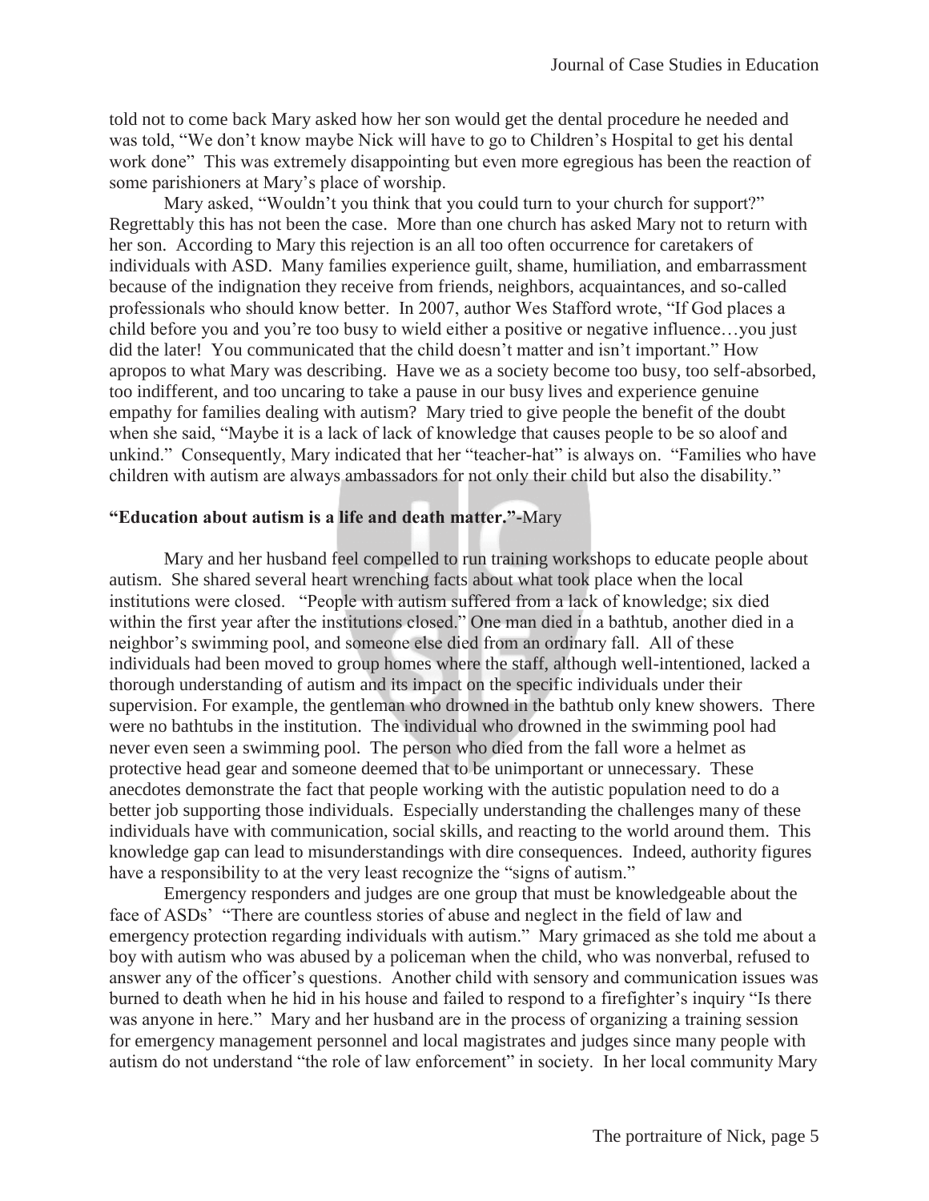told not to come back Mary asked how her son would get the dental procedure he needed and was told, "We don't know maybe Nick will have to go to Children's Hospital to get his dental work done" This was extremely disappointing but even more egregious has been the reaction of some parishioners at Mary's place of worship.

Mary asked, "Wouldn't you think that you could turn to your church for support?" Regrettably this has not been the case. More than one church has asked Mary not to return with her son. According to Mary this rejection is an all too often occurrence for caretakers of individuals with ASD. Many families experience guilt, shame, humiliation, and embarrassment because of the indignation they receive from friends, neighbors, acquaintances, and so-called professionals who should know better. In 2007, author Wes Stafford wrote, "If God places a child before you and you're too busy to wield either a positive or negative influence…you just did the later! You communicated that the child doesn't matter and isn't important." How apropos to what Mary was describing. Have we as a society become too busy, too self-absorbed, too indifferent, and too uncaring to take a pause in our busy lives and experience genuine empathy for families dealing with autism? Mary tried to give people the benefit of the doubt when she said, "Maybe it is a lack of lack of knowledge that causes people to be so aloof and unkind." Consequently, Mary indicated that her "teacher-hat" is always on. "Families who have children with autism are always ambassadors for not only their child but also the disability."

**"Education about autism is a life and death matter."**-Mary

Mary and her husband feel compelled to run training workshops to educate people about autism. She shared several heart wrenching facts about what took place when the local institutions were closed. "People with autism suffered from a lack of knowledge; six died within the first year after the institutions closed." One man died in a bathtub, another died in a neighbor's swimming pool, and someone else died from an ordinary fall. All of these individuals had been moved to group homes where the staff, although well-intentioned, lacked a thorough understanding of autism and its impact on the specific individuals under their supervision. For example, the gentleman who drowned in the bathtub only knew showers. There were no bathtubs in the institution. The individual who drowned in the swimming pool had never even seen a swimming pool. The person who died from the fall wore a helmet as protective head gear and someone deemed that to be unimportant or unnecessary. These anecdotes demonstrate the fact that people working with the autistic population need to do a better job supporting those individuals. Especially understanding the challenges many of these individuals have with communication, social skills, and reacting to the world around them. This knowledge gap can lead to misunderstandings with dire consequences. Indeed, authority figures have a responsibility to at the very least recognize the "signs of autism."

Emergency responders and judges are one group that must be knowledgeable about the face of ASDs' "There are countless stories of abuse and neglect in the field of law and emergency protection regarding individuals with autism." Mary grimaced as she told me about a boy with autism who was abused by a policeman when the child, who was nonverbal, refused to answer any of the officer's questions. Another child with sensory and communication issues was burned to death when he hid in his house and failed to respond to a firefighter's inquiry "Is there was anyone in here." Mary and her husband are in the process of organizing a training session for emergency management personnel and local magistrates and judges since many people with autism do not understand "the role of law enforcement" in society. In her local community Mary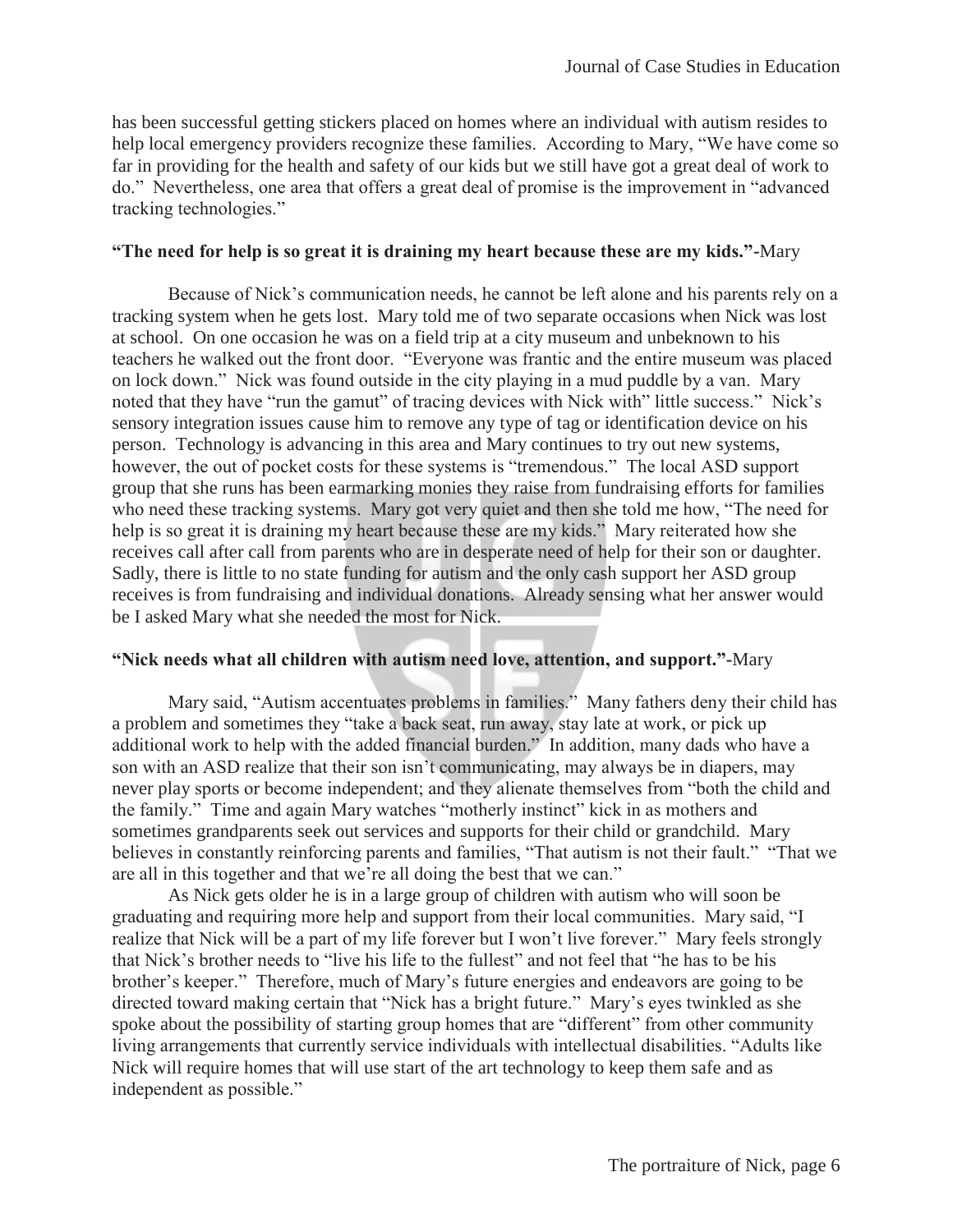has been successful getting stickers placed on homes where an individual with autism resides to help local emergency providers recognize these families. According to Mary, "We have come so far in providing for the health and safety of our kids but we still have got a great deal of work to do." Nevertheless, one area that offers a great deal of promise is the improvement in "advanced tracking technologies."

**"The need for help is so great it is draining my heart because these are my kids."**-Mary

Because of Nick's communication needs, he cannot be left alone and his parents rely on a tracking system when he gets lost. Mary told me of two separate occasions when Nick was lost at school. On one occasion he was on a field trip at a city museum and unbeknown to his teachers he walked out the front door. "Everyone was frantic and the entire museum was placed on lock down." Nick was found outside in the city playing in a mud puddle by a van. Mary noted that they have "run the gamut" of tracing devices with Nick with" little success." Nick's sensory integration issues cause him to remove any type of tag or identification device on his person. Technology is advancing in this area and Mary continues to try out new systems, however, the out of pocket costs for these systems is "tremendous." The local ASD support group that she runs has been earmarking monies they raise from fundraising efforts for families who need these tracking systems. Mary got very quiet and then she told me how, "The need for help is so great it is draining my heart because these are my kids." Mary reiterated how she receives call after call from parents who are in desperate need of help for their son or daughter. Sadly, there is little to no state funding for autism and the only cash support her ASD group receives is from fundraising and individual donations. Already sensing what her answer would be I asked Mary what she needed the most for Nick.

**"Nick needs what all children with autism need love, attention, and support."**-Mary

Mary said, "Autism accentuates problems in families." Many fathers deny their child has a problem and sometimes they "take a back seat, run away, stay late at work, or pick up additional work to help with the added financial burden." In addition, many dads who have a son with an ASD realize that their son isn't communicating, may always be in diapers, may never play sports or become independent; and they alienate themselves from "both the child and the family." Time and again Mary watches "motherly instinct" kick in as mothers and sometimes grandparents seek out services and supports for their child or grandchild. Mary believes in constantly reinforcing parents and families, "That autism is not their fault." "That we are all in this together and that we're all doing the best that we can."

As Nick gets older he is in a large group of children with autism who will soon be graduating and requiring more help and support from their local communities. Mary said, "I realize that Nick will be a part of my life forever but I won't live forever." Mary feels strongly that Nick's brother needs to "live his life to the fullest" and not feel that "he has to be his brother's keeper." Therefore, much of Mary's future energies and endeavors are going to be directed toward making certain that "Nick has a bright future." Mary's eyes twinkled as she spoke about the possibility of starting group homes that are "different" from other community living arrangements that currently service individuals with intellectual disabilities. "Adults like Nick will require homes that will use start of the art technology to keep them safe and as independent as possible."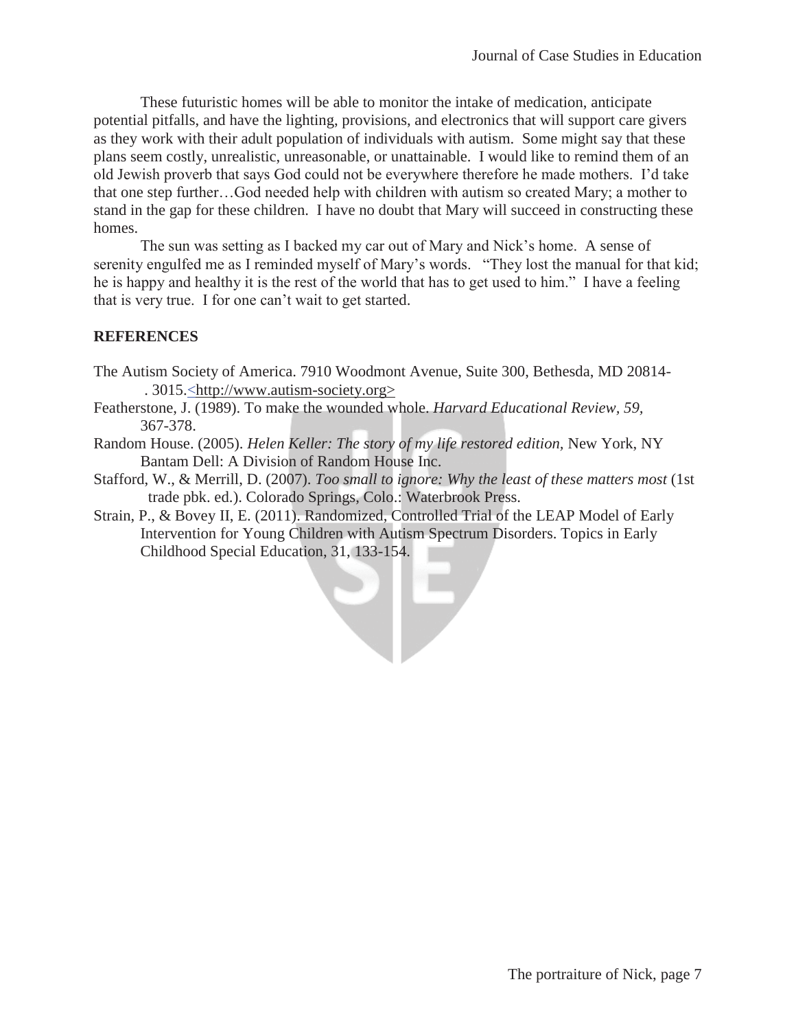These futuristic homes will be able to monitor the intake of medication, anticipate potential pitfalls, and have the lighting, provisions, and electronics that will support care givers as they work with their adult population of individuals with autism. Some might say that these plans seem costly, unrealistic, unreasonable, or unattainable. I would like to remind them of an old Jewish proverb that says God could not be everywhere therefore he made mothers. I'd take that one step further…God needed help with children with autism so created Mary; a mother to stand in the gap for these children. I have no doubt that Mary will succeed in constructing these homes.

The sun was setting as I backed my car out of Mary and Nick's home. A sense of serenity engulfed me as I reminded myself of Mary's words. "They lost the manual for that kid; he is happy and healthy it is the rest of the world that has to get used to him." I have a feeling that is very true. I for one can't wait to get started.

## REFERENCES

The Autism Society of America. 7910 Woodmont Avenue, Suite 300, Bethesda, MD 20814-. 3015.<http://www.autism-society.org>

Featherstone, J. (1989). To make the wounded whole. *Harvard Educational Review, 59,* 367-378.

Random House. (2005). *Helen Keller: The story of my life restored edition,* New York, NY Bantam Dell: A Division of Random House Inc.

Stafford, W., & Merrill, D. (2007). *Too small to ignore: Why the least of these matters most* (1st trade pbk. ed.). Colorado Springs, Colo.: Waterbrook Press.

Strain, P., & Bovey II, E. (2011). Randomized, Controlled Trial of the LEAP Model of Early Intervention for Young Children with Autism Spectrum Disorders. Topics in Early Childhood Special Education, 31, 133-154.